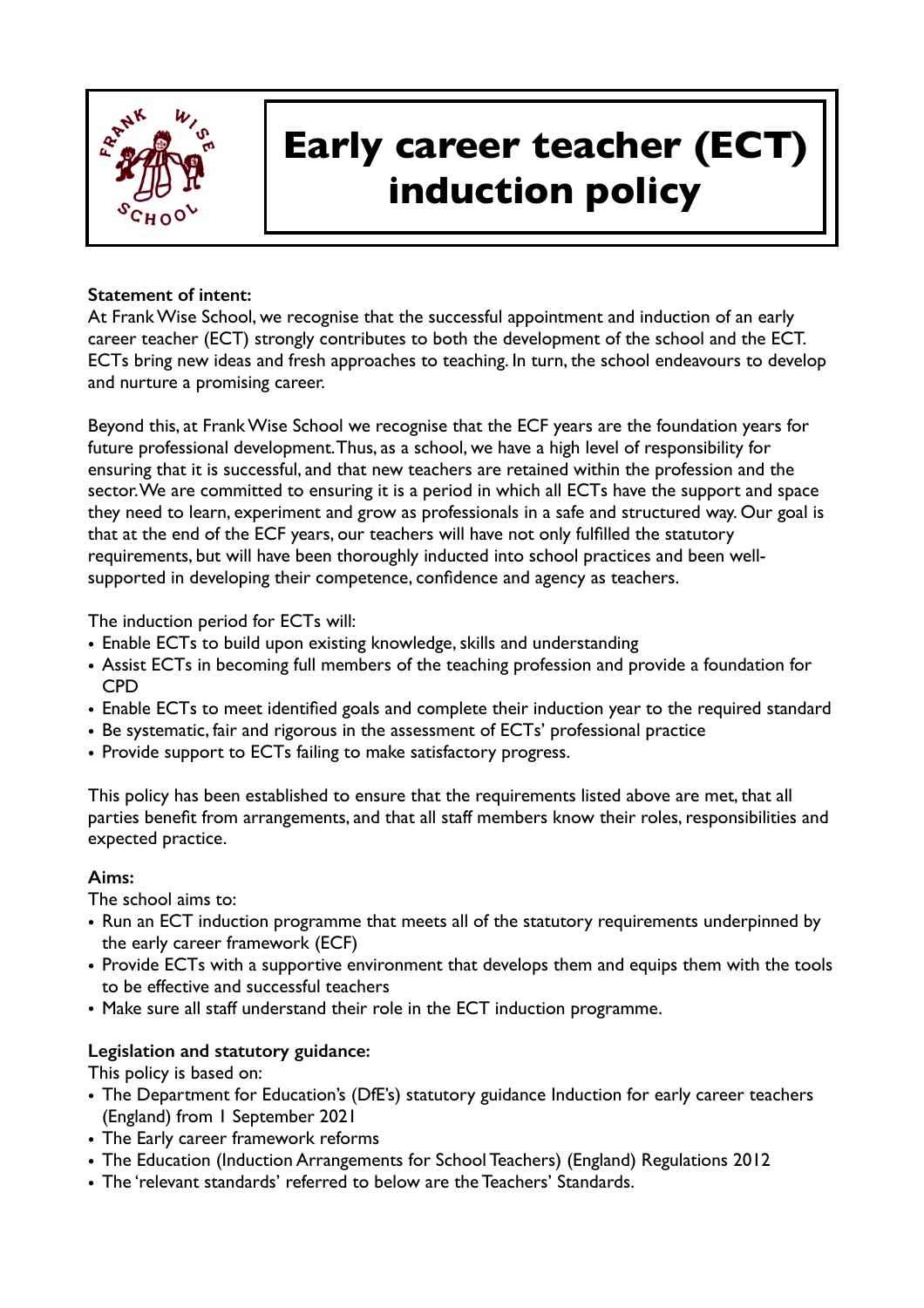# Early career teacher (ECT) induction policy

**Statement of intent:**
At Frank Wise School, we recognise that the successful appointment and induction of an early career teacher (ECT) strongly contributes to both the development of the school and the ECT. ECTs bring new ideas and fresh approaches to teaching. In turn, the school endeavours to develop and nurture a promising career.

Beyond this, at Frank Wise School we recognise that the ECF years are the foundation years for future professional development. Thus, as a school, we have a high level of responsibility for ensuring that it is successful, and that new teachers are retained within the profession and the sector. We are committed to ensuring it is a period in which all ECTs have the support and space they need to learn, experiment and grow as professionals in a safe and structured way. Our goal is that at the end of the ECF years, our teachers will have not only fulfilled the statutory requirements, but will have been thoroughly inducted into school practices and been well-supported in developing their competence, confidence and agency as teachers.

The induction period for ECTs will:

- Enable ECTs to build upon existing knowledge, skills and understanding
- Assist ECTs in becoming full members of the teaching profession and provide a foundation for CPD
- Enable ECTs to meet identified goals and complete their induction year to the required standard
- Be systematic, fair and rigorous in the assessment of ECTs' professional practice
- Provide support to ECTs failing to make satisfactory progress.

This policy has been established to ensure that the requirements listed above are met, that all parties benefit from arrangements, and that all staff members know their roles, responsibilities and expected practice.

**Aims:**
The school aims to:

- Run an ECT induction programme that meets all of the statutory requirements underpinned by the early career framework (ECF)
- Provide ECTs with a supportive environment that develops them and equips them with the tools to be effective and successful teachers
- Make sure all staff understand their role in the ECT induction programme.

**Legislation and statutory guidance:**
This policy is based on:

- The Department for Education's (DfE's) statutory guidance Induction for early career teachers (England) from 1 September 2021
- The Early career framework reforms
- The Education (Induction Arrangements for School Teachers) (England) Regulations 2012
- The 'relevant standards' referred to below are the Teachers' Standards.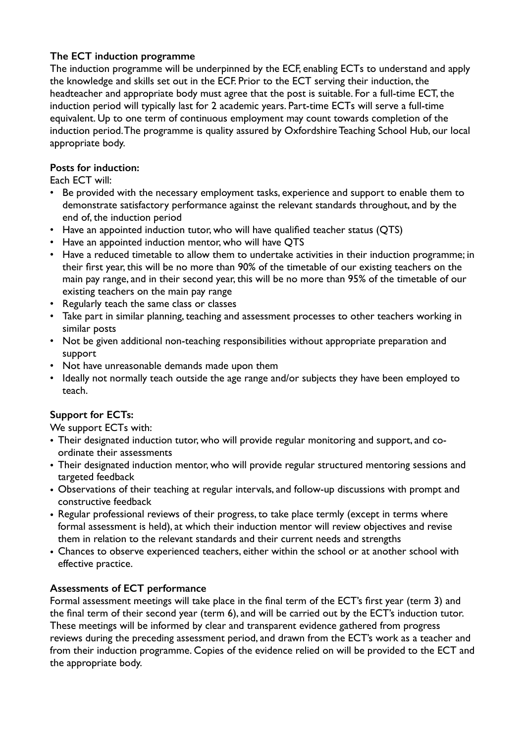### The ECT induction programme

The induction programme will be underpinned by the ECF, enabling ECTs to understand and apply the knowledge and skills set out in the ECF. Prior to the ECT serving their induction, the headteacher and appropriate body must agree that the post is suitable. For a full-time ECT, the induction period will typically last for 2 academic years. Part-time ECTs will serve a full-time equivalent. Up to one term of continuous employment may count towards completion of the induction period. The programme is quality assured by Oxfordshire Teaching School Hub, our local appropriate body.

### Posts for induction:

Each ECT will:

- Be provided with the necessary employment tasks, experience and support to enable them to demonstrate satisfactory performance against the relevant standards throughout, and by the end of, the induction period
- Have an appointed induction tutor, who will have qualified teacher status (QTS)
- Have an appointed induction mentor, who will have QTS
- Have a reduced timetable to allow them to undertake activities in their induction programme; in their first year, this will be no more than 90% of the timetable of our existing teachers on the main pay range, and in their second year, this will be no more than 95% of the timetable of our existing teachers on the main pay range
- Regularly teach the same class or classes
- Take part in similar planning, teaching and assessment processes to other teachers working in similar posts
- Not be given additional non-teaching responsibilities without appropriate preparation and support
- Not have unreasonable demands made upon them
- Ideally not normally teach outside the age range and/or subjects they have been employed to teach.

### Support for ECTs:

We support ECTs with:

- Their designated induction tutor, who will provide regular monitoring and support, and co-ordinate their assessments
- Their designated induction mentor, who will provide regular structured mentoring sessions and targeted feedback
- Observations of their teaching at regular intervals, and follow-up discussions with prompt and constructive feedback
- Regular professional reviews of their progress, to take place termly (except in terms where formal assessment is held), at which their induction mentor will review objectives and revise them in relation to the relevant standards and their current needs and strengths
- Chances to observe experienced teachers, either within the school or at another school with effective practice.

### Assessments of ECT performance

Formal assessment meetings will take place in the final term of the ECT's first year (term 3) and the final term of their second year (term 6), and will be carried out by the ECT's induction tutor. These meetings will be informed by clear and transparent evidence gathered from progress reviews during the preceding assessment period, and drawn from the ECT's work as a teacher and from their induction programme. Copies of the evidence relied on will be provided to the ECT and the appropriate body.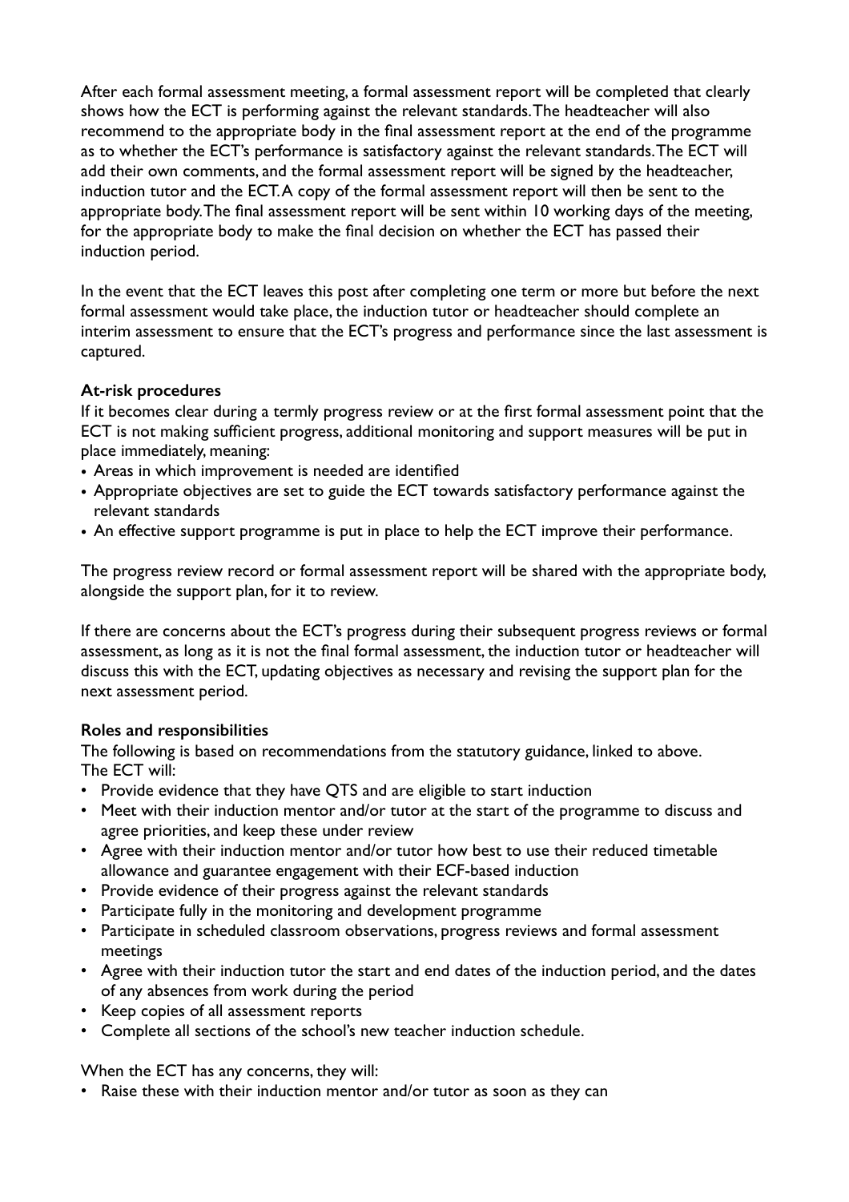After each formal assessment meeting, a formal assessment report will be completed that clearly shows how the ECT is performing against the relevant standards. The headteacher will also recommend to the appropriate body in the final assessment report at the end of the programme as to whether the ECT's performance is satisfactory against the relevant standards. The ECT will add their own comments, and the formal assessment report will be signed by the headteacher, induction tutor and the ECT. A copy of the formal assessment report will then be sent to the appropriate body. The final assessment report will be sent within 10 working days of the meeting, for the appropriate body to make the final decision on whether the ECT has passed their induction period.

In the event that the ECT leaves this post after completing one term or more but before the next formal assessment would take place, the induction tutor or headteacher should complete an interim assessment to ensure that the ECT's progress and performance since the last assessment is captured.

**At-risk procedures**

If it becomes clear during a termly progress review or at the first formal assessment point that the ECT is not making sufficient progress, additional monitoring and support measures will be put in place immediately, meaning:

- Areas in which improvement is needed are identified
- Appropriate objectives are set to guide the ECT towards satisfactory performance against the relevant standards
- An effective support programme is put in place to help the ECT improve their performance.

The progress review record or formal assessment report will be shared with the appropriate body, alongside the support plan, for it to review.

If there are concerns about the ECT's progress during their subsequent progress reviews or formal assessment, as long as it is not the final formal assessment, the induction tutor or headteacher will discuss this with the ECT, updating objectives as necessary and revising the support plan for the next assessment period.

**Roles and responsibilities**

The following is based on recommendations from the statutory guidance, linked to above.
The ECT will:

- Provide evidence that they have QTS and are eligible to start induction
- Meet with their induction mentor and/or tutor at the start of the programme to discuss and agree priorities, and keep these under review
- Agree with their induction mentor and/or tutor how best to use their reduced timetable allowance and guarantee engagement with their ECF-based induction
- Provide evidence of their progress against the relevant standards
- Participate fully in the monitoring and development programme
- Participate in scheduled classroom observations, progress reviews and formal assessment meetings
- Agree with their induction tutor the start and end dates of the induction period, and the dates of any absences from work during the period
- Keep copies of all assessment reports
- Complete all sections of the school's new teacher induction schedule.

When the ECT has any concerns, they will:

- Raise these with their induction mentor and/or tutor as soon as they can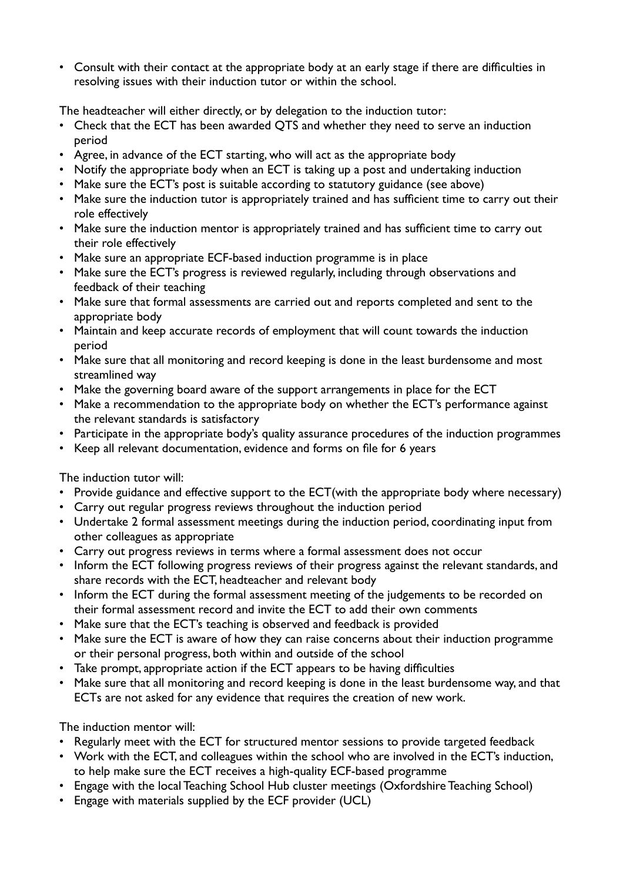- Consult with their contact at the appropriate body at an early stage if there are difficulties in resolving issues with their induction tutor or within the school.

The headteacher will either directly, or by delegation to the induction tutor:

- Check that the ECT has been awarded QTS and whether they need to serve an induction period
- Agree, in advance of the ECT starting, who will act as the appropriate body
- Notify the appropriate body when an ECT is taking up a post and undertaking induction
- Make sure the ECT's post is suitable according to statutory guidance (see above)
- Make sure the induction tutor is appropriately trained and has sufficient time to carry out their role effectively
- Make sure the induction mentor is appropriately trained and has sufficient time to carry out their role effectively
- Make sure an appropriate ECF-based induction programme is in place
- Make sure the ECT's progress is reviewed regularly, including through observations and feedback of their teaching
- Make sure that formal assessments are carried out and reports completed and sent to the appropriate body
- Maintain and keep accurate records of employment that will count towards the induction period
- Make sure that all monitoring and record keeping is done in the least burdensome and most streamlined way
- Make the governing board aware of the support arrangements in place for the ECT
- Make a recommendation to the appropriate body on whether the ECT's performance against the relevant standards is satisfactory
- Participate in the appropriate body's quality assurance procedures of the induction programmes
- Keep all relevant documentation, evidence and forms on file for 6 years

The induction tutor will:

- Provide guidance and effective support to the ECT(with the appropriate body where necessary)
- Carry out regular progress reviews throughout the induction period
- Undertake 2 formal assessment meetings during the induction period, coordinating input from other colleagues as appropriate
- Carry out progress reviews in terms where a formal assessment does not occur
- Inform the ECT following progress reviews of their progress against the relevant standards, and share records with the ECT, headteacher and relevant body
- Inform the ECT during the formal assessment meeting of the judgements to be recorded on their formal assessment record and invite the ECT to add their own comments
- Make sure that the ECT's teaching is observed and feedback is provided
- Make sure the ECT is aware of how they can raise concerns about their induction programme or their personal progress, both within and outside of the school
- Take prompt, appropriate action if the ECT appears to be having difficulties
- Make sure that all monitoring and record keeping is done in the least burdensome way, and that ECTs are not asked for any evidence that requires the creation of new work.

The induction mentor will:

- Regularly meet with the ECT for structured mentor sessions to provide targeted feedback
- Work with the ECT, and colleagues within the school who are involved in the ECT's induction, to help make sure the ECT receives a high-quality ECF-based programme
- Engage with the local Teaching School Hub cluster meetings (Oxfordshire Teaching School)
- Engage with materials supplied by the ECF provider (UCL)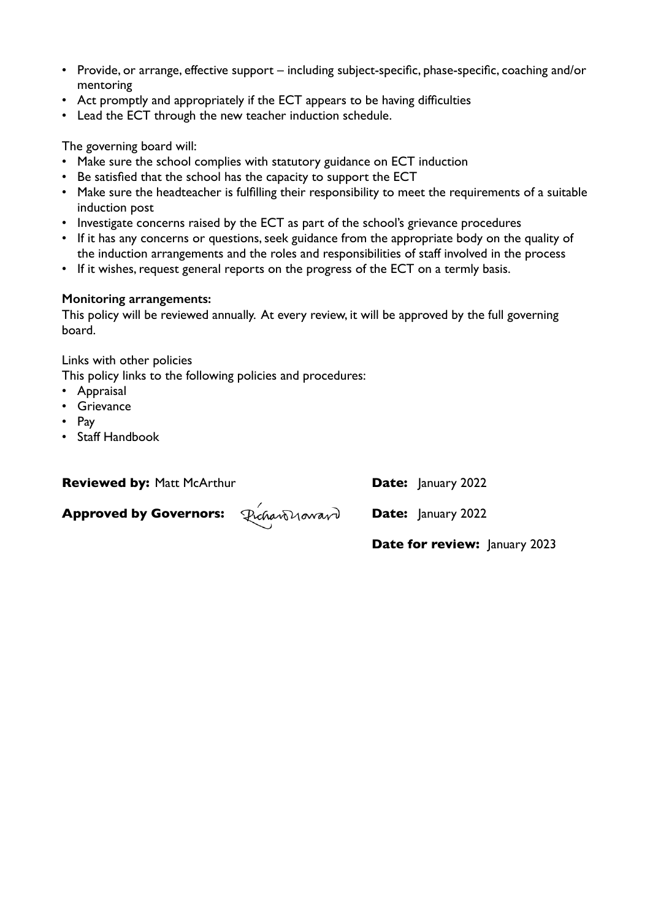- Provide, or arrange, effective support – including subject-specific, phase-specific, coaching and/or mentoring
- Act promptly and appropriately if the ECT appears to be having difficulties
- Lead the ECT through the new teacher induction schedule.

The governing board will:

- Make sure the school complies with statutory guidance on ECT induction
- Be satisfied that the school has the capacity to support the ECT
- Make sure the headteacher is fulfilling their responsibility to meet the requirements of a suitable induction post
- Investigate concerns raised by the ECT as part of the school's grievance procedures
- If it has any concerns or questions, seek guidance from the appropriate body on the quality of the induction arrangements and the roles and responsibilities of staff involved in the process
- If it wishes, request general reports on the progress of the ECT on a termly basis.

**Monitoring arrangements:**

This policy will be reviewed annually. At every review, it will be approved by the full governing board.

Links with other policies

This policy links to the following policies and procedures:

- Appraisal
- Grievance
- Pay
- Staff Handbook

**Reviewed by:** Matt McArthur **Date:** January 2022

**Approved by Governors:** Richard Howard **Date:** January 2022

**Date for review:** January 2023